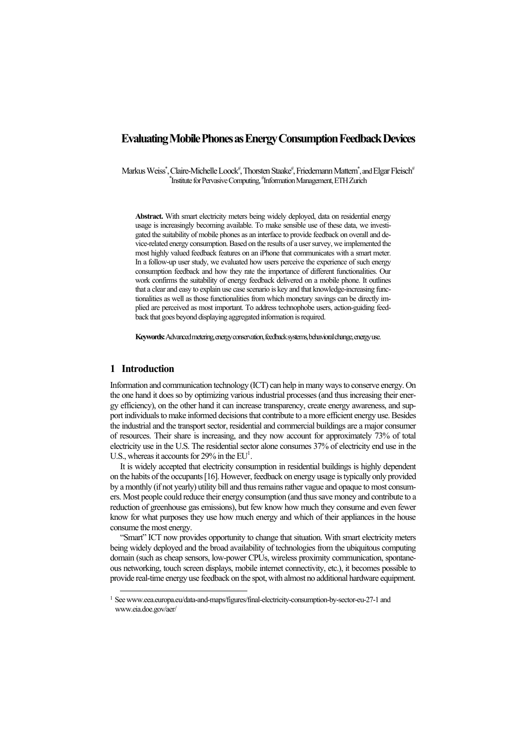# Evaluating Mobile Phones as Energy Consumption Feedback Devices

Markus Weiss[*], Claire-Michelle Loock[#], Thorsten Staake[#], Friedemann Mattern[*], and Elgar Fleisch[#]
[*]Institute for Pervasive Computing, [#]Information Management, ETH Zurich

**Abstract.** With smart electricity meters being widely deployed, data on residential energy usage is increasingly becoming available. To make sensible use of these data, we investigated the suitability of mobile phones as an interface to provide feedback on overall and device-related energy consumption. Based on the results of a user survey, we implemented the most highly valued feedback features on an iPhone that communicates with a smart meter. In a follow-up user study, we evaluated how users perceive the experience of such energy consumption feedback and how they rate the importance of different functionalities. Our work confirms the suitability of energy feedback delivered on a mobile phone. It outlines that a clear and easy to explain use case scenario is key and that knowledge-increasing functionalities as well as those functionalities from which monetary savings can be directly implied are perceived as most important. To address technophobe users, action-guiding feedback that goes beyond displaying aggregated information is required.

**Keywords:** Advanced metering, energy conservation, feedback systems, behavioral change, energy use.

## 1 Introduction

Information and communication technology (ICT) can help in many ways to conserve energy. On the one hand it does so by optimizing various industrial processes (and thus increasing their energy efficiency), on the other hand it can increase transparency, create energy awareness, and support individuals to make informed decisions that contribute to a more efficient energy use. Besides the industrial and the transport sector, residential and commercial buildings are a major consumer of resources. Their share is increasing, and they now account for approximately 73% of total electricity use in the U.S. The residential sector alone consumes 37% of electricity end use in the U.S., whereas it accounts for 29% in the EU[1].

It is widely accepted that electricity consumption in residential buildings is highly dependent on the habits of the occupants [16]. However, feedback on energy usage is typically only provided by a monthly (if not yearly) utility bill and thus remains rather vague and opaque to most consumers. Most people could reduce their energy consumption (and thus save money and contribute to a reduction of greenhouse gas emissions), but few know how much they consume and even fewer know for what purposes they use how much energy and which of their appliances in the house consume the most energy.

"Smart" ICT now provides opportunity to change that situation. With smart electricity meters being widely deployed and the broad availability of technologies from the ubiquitous computing domain (such as cheap sensors, low-power CPUs, wireless proximity communication, spontaneous networking, touch screen displays, mobile internet connectivity, etc.), it becomes possible to provide real-time energy use feedback on the spot, with almost no additional hardware equipment.

[1] See www.eea.europa.eu/data-and-maps/figures/final-electricity-consumption-by-sector-eu-27-1 and www.eia.doe.gov/aer/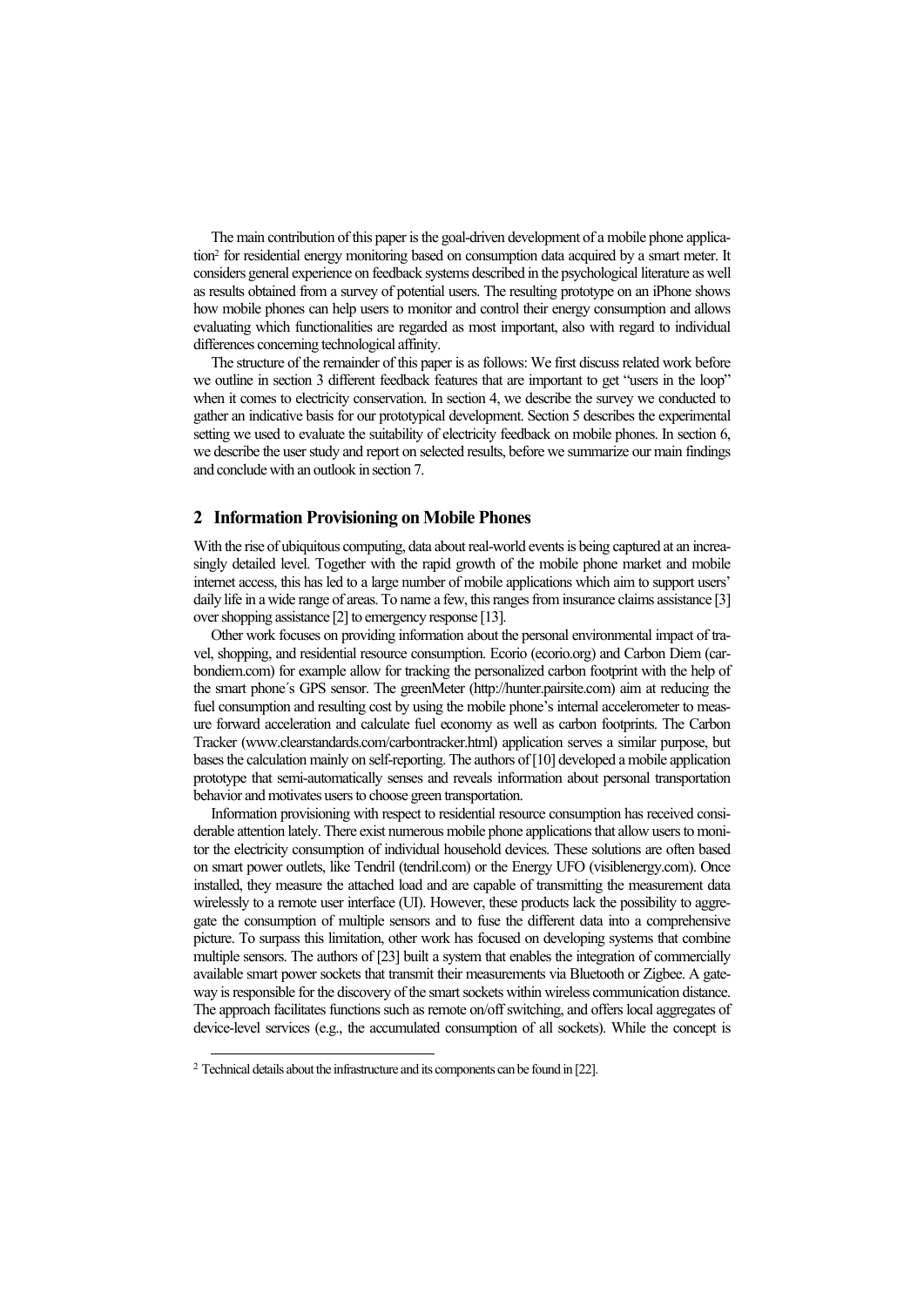The main contribution of this paper is the goal-driven development of a mobile phone application[2] for residential energy monitoring based on consumption data acquired by a smart meter. It considers general experience on feedback systems described in the psychological literature as well as results obtained from a survey of potential users. The resulting prototype on an iPhone shows how mobile phones can help users to monitor and control their energy consumption and allows evaluating which functionalities are regarded as most important, also with regard to individual differences concerning technological affinity.

The structure of the remainder of this paper is as follows: We first discuss related work before we outline in section 3 different feedback features that are important to get "users in the loop" when it comes to electricity conservation. In section 4, we describe the survey we conducted to gather an indicative basis for our prototypical development. Section 5 describes the experimental setting we used to evaluate the suitability of electricity feedback on mobile phones. In section 6, we describe the user study and report on selected results, before we summarize our main findings and conclude with an outlook in section 7.

## 2 Information Provisioning on Mobile Phones

With the rise of ubiquitous computing, data about real-world events is being captured at an increasingly detailed level. Together with the rapid growth of the mobile phone market and mobile internet access, this has led to a large number of mobile applications which aim to support users' daily life in a wide range of areas. To name a few, this ranges from insurance claims assistance [3] over shopping assistance [2] to emergency response [13].

Other work focuses on providing information about the personal environmental impact of travel, shopping, and residential resource consumption. Ecorio (ecorio.org) and Carbon Diem (carbondiem.com) for example allow for tracking the personalized carbon footprint with the help of the smart phone´s GPS sensor. The greenMeter (http://hunter.pairsite.com) aim at reducing the fuel consumption and resulting cost by using the mobile phone's internal accelerometer to measure forward acceleration and calculate fuel economy as well as carbon footprints. The Carbon Tracker (www.clearstandards.com/carbontracker.html) application serves a similar purpose, but bases the calculation mainly on self-reporting. The authors of [10] developed a mobile application prototype that semi-automatically senses and reveals information about personal transportation behavior and motivates users to choose green transportation.

Information provisioning with respect to residential resource consumption has received considerable attention lately. There exist numerous mobile phone applications that allow users to monitor the electricity consumption of individual household devices. These solutions are often based on smart power outlets, like Tendril (tendril.com) or the Energy UFO (visiblenergy.com). Once installed, they measure the attached load and are capable of transmitting the measurement data wirelessly to a remote user interface (UI). However, these products lack the possibility to aggregate the consumption of multiple sensors and to fuse the different data into a comprehensive picture. To surpass this limitation, other work has focused on developing systems that combine multiple sensors. The authors of [23] built a system that enables the integration of commercially available smart power sockets that transmit their measurements via Bluetooth or Zigbee. A gateway is responsible for the discovery of the smart sockets within wireless communication distance. The approach facilitates functions such as remote on/off switching, and offers local aggregates of device-level services (e.g., the accumulated consumption of all sockets). While the concept is

[2] Technical details about the infrastructure and its components can be found in [22].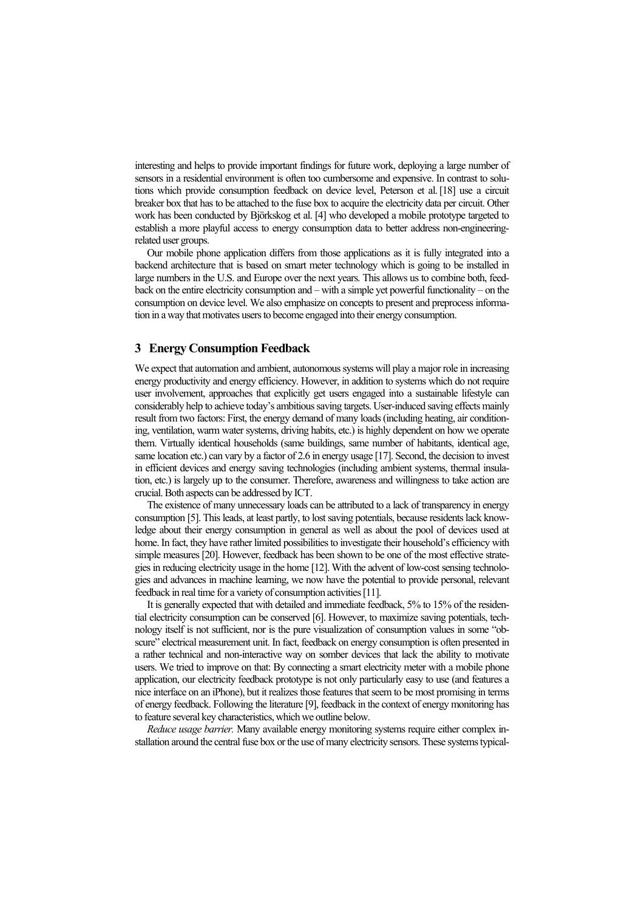interesting and helps to provide important findings for future work, deploying a large number of sensors in a residential environment is often too cumbersome and expensive. In contrast to solutions which provide consumption feedback on device level, Peterson et al. [18] use a circuit breaker box that has to be attached to the fuse box to acquire the electricity data per circuit. Other work has been conducted by Björkskog et al. [4] who developed a mobile prototype targeted to establish a more playful access to energy consumption data to better address non-engineering-related user groups.

Our mobile phone application differs from those applications as it is fully integrated into a backend architecture that is based on smart meter technology which is going to be installed in large numbers in the U.S. and Europe over the next years. This allows us to combine both, feedback on the entire electricity consumption and – with a simple yet powerful functionality – on the consumption on device level. We also emphasize on concepts to present and preprocess information in a way that motivates users to become engaged into their energy consumption.

## 3 Energy Consumption Feedback

We expect that automation and ambient, autonomous systems will play a major role in increasing energy productivity and energy efficiency. However, in addition to systems which do not require user involvement, approaches that explicitly get users engaged into a sustainable lifestyle can considerably help to achieve today's ambitious saving targets. User-induced saving effects mainly result from two factors: First, the energy demand of many loads (including heating, air conditioning, ventilation, warm water systems, driving habits, etc.) is highly dependent on how we operate them. Virtually identical households (same buildings, same number of habitants, identical age, same location etc.) can vary by a factor of 2.6 in energy usage [17]. Second, the decision to invest in efficient devices and energy saving technologies (including ambient systems, thermal insulation, etc.) is largely up to the consumer. Therefore, awareness and willingness to take action are crucial. Both aspects can be addressed by ICT.

The existence of many unnecessary loads can be attributed to a lack of transparency in energy consumption [5]. This leads, at least partly, to lost saving potentials, because residents lack knowledge about their energy consumption in general as well as about the pool of devices used at home. In fact, they have rather limited possibilities to investigate their household's efficiency with simple measures [20]. However, feedback has been shown to be one of the most effective strategies in reducing electricity usage in the home [12]. With the advent of low-cost sensing technologies and advances in machine learning, we now have the potential to provide personal, relevant feedback in real time for a variety of consumption activities [11].

It is generally expected that with detailed and immediate feedback, 5% to 15% of the residential electricity consumption can be conserved [6]. However, to maximize saving potentials, technology itself is not sufficient, nor is the pure visualization of consumption values in some "obscure" electrical measurement unit. In fact, feedback on energy consumption is often presented in a rather technical and non-interactive way on somber devices that lack the ability to motivate users. We tried to improve on that: By connecting a smart electricity meter with a mobile phone application, our electricity feedback prototype is not only particularly easy to use (and features a nice interface on an iPhone), but it realizes those features that seem to be most promising in terms of energy feedback. Following the literature [9], feedback in the context of energy monitoring has to feature several key characteristics, which we outline below.

*Reduce usage barrier.* Many available energy monitoring systems require either complex installation around the central fuse box or the use of many electricity sensors. These systems typical-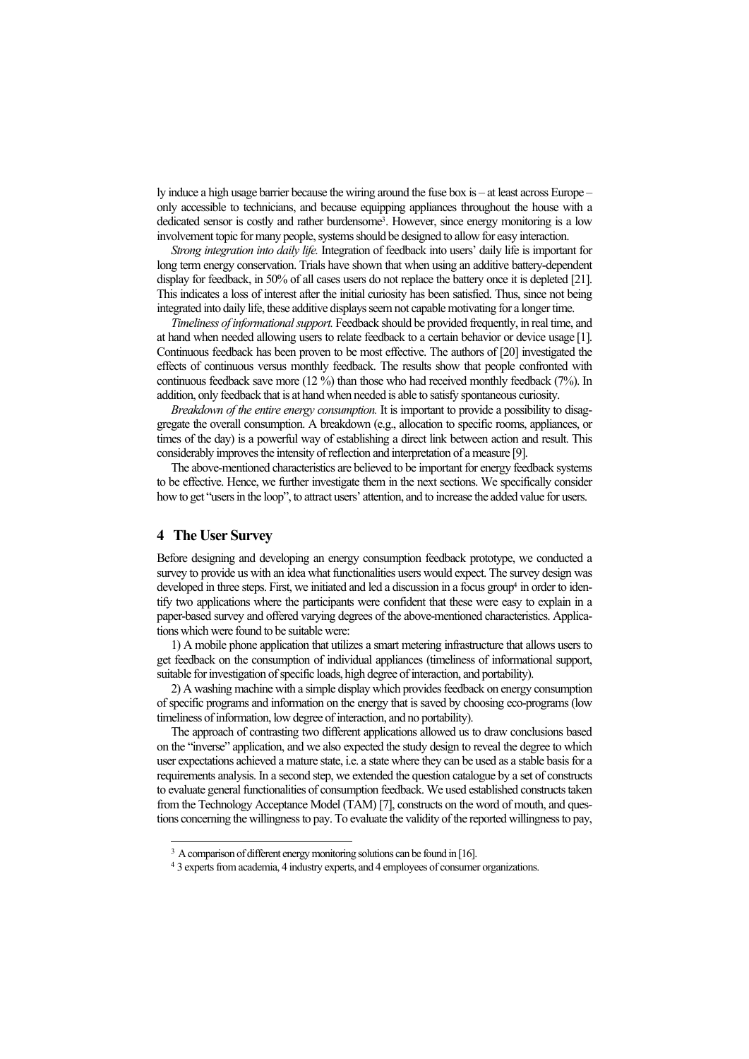ly induce a high usage barrier because the wiring around the fuse box is – at least across Europe – only accessible to technicians, and because equipping appliances throughout the house with a dedicated sensor is costly and rather burdensome[3]. However, since energy monitoring is a low involvement topic for many people, systems should be designed to allow for easy interaction.

*Strong integration into daily life.* Integration of feedback into users' daily life is important for long term energy conservation. Trials have shown that when using an additive battery-dependent display for feedback, in 50% of all cases users do not replace the battery once it is depleted [21]. This indicates a loss of interest after the initial curiosity has been satisfied. Thus, since not being integrated into daily life, these additive displays seem not capable motivating for a longer time.

*Timeliness of informational support.* Feedback should be provided frequently, in real time, and at hand when needed allowing users to relate feedback to a certain behavior or device usage [1]. Continuous feedback has been proven to be most effective. The authors of [20] investigated the effects of continuous versus monthly feedback. The results show that people confronted with continuous feedback save more (12 %) than those who had received monthly feedback (7%). In addition, only feedback that is at hand when needed is able to satisfy spontaneous curiosity.

*Breakdown of the entire energy consumption.* It is important to provide a possibility to disaggregate the overall consumption. A breakdown (e.g., allocation to specific rooms, appliances, or times of the day) is a powerful way of establishing a direct link between action and result. This considerably improves the intensity of reflection and interpretation of a measure [9].

The above-mentioned characteristics are believed to be important for energy feedback systems to be effective. Hence, we further investigate them in the next sections. We specifically consider how to get "users in the loop", to attract users' attention, and to increase the added value for users.

## 4 The User Survey

Before designing and developing an energy consumption feedback prototype, we conducted a survey to provide us with an idea what functionalities users would expect. The survey design was developed in three steps. First, we initiated and led a discussion in a focus group[4] in order to identify two applications where the participants were confident that these were easy to explain in a paper-based survey and offered varying degrees of the above-mentioned characteristics. Applications which were found to be suitable were:

1) A mobile phone application that utilizes a smart metering infrastructure that allows users to get feedback on the consumption of individual appliances (timeliness of informational support, suitable for investigation of specific loads, high degree of interaction, and portability).

2) A washing machine with a simple display which provides feedback on energy consumption of specific programs and information on the energy that is saved by choosing eco-programs (low timeliness of information, low degree of interaction, and no portability).

The approach of contrasting two different applications allowed us to draw conclusions based on the "inverse" application, and we also expected the study design to reveal the degree to which user expectations achieved a mature state, i.e. a state where they can be used as a stable basis for a requirements analysis. In a second step, we extended the question catalogue by a set of constructs to evaluate general functionalities of consumption feedback. We used established constructs taken from the Technology Acceptance Model (TAM) [7], constructs on the word of mouth, and questions concerning the willingness to pay. To evaluate the validity of the reported willingness to pay,

[3] A comparison of different energy monitoring solutions can be found in [16].

[4] 3 experts from academia, 4 industry experts, and 4 employees of consumer organizations.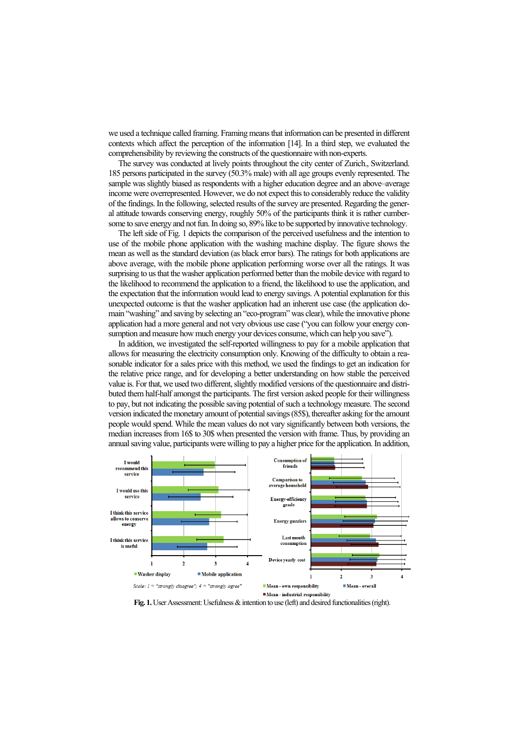we used a technique called framing. Framing means that information can be presented in different contexts which affect the perception of the information [14]. In a third step, we evaluated the comprehensibility by reviewing the constructs of the questionnaire with non-experts.

The survey was conducted at lively points throughout the city center of Zurich., Switzerland. 185 persons participated in the survey (50.3% male) with all age groups evenly represented. The sample was slightly biased as respondents with a higher education degree and an above–average income were overrepresented. However, we do not expect this to considerably reduce the validity of the findings. In the following, selected results of the survey are presented. Regarding the general attitude towards conserving energy, roughly 50% of the participants think it is rather cumbersome to save energy and not fun. In doing so, 89% like to be supported by innovative technology.

The left side of Fig. 1 depicts the comparison of the perceived usefulness and the intention to use of the mobile phone application with the washing machine display. The figure shows the mean as well as the standard deviation (as black error bars). The ratings for both applications are above average, with the mobile phone application performing worse over all the ratings. It was surprising to us that the washer application performed better than the mobile device with regard to the likelihood to recommend the application to a friend, the likelihood to use the application, and the expectation that the information would lead to energy savings. A potential explanation for this unexpected outcome is that the washer application had an inherent use case (the application domain "washing" and saving by selecting an "eco-program" was clear), while the innovative phone application had a more general and not very obvious use case ("you can follow your energy consumption and measure how much energy your devices consume, which can help you save").

In addition, we investigated the self-reported willingness to pay for a mobile application that allows for measuring the electricity consumption only. Knowing of the difficulty to obtain a reasonable indicator for a sales price with this method, we used the findings to get an indication for the relative price range, and for developing a better understanding on how stable the perceived value is. For that, we used two different, slightly modified versions of the questionnaire and distributed them half-half amongst the participants. The first version asked people for their willingness to pay, but not indicating the possible saving potential of such a technology measure. The second version indicated the monetary amount of potential savings (85$), thereafter asking for the amount people would spend. While the mean values do not vary significantly between both versions, the median increases from 16$ to 30$ when presented the version with frame. Thus, by providing an annual saving value, participants were willing to pay a higher price for the application. In addition,

I would recommend this service
I would use this service
I think this service allows to conserve energy
I think this service is useful
1 2 3 4
Washer display
Mobile application
*Scale: 1 = "strongly disagree"; 4 = "strongly agree"*

Consumption of friends
Comparison to average household
Energy-efficiency grade
Energy guzzlers
Last month consumption
Device yearly cost
1 2 3 4
Mean - own responsibility
Mean - overall
Mean - industrial responsibility

**Fig. 1.** User Assessment: Usefulness & intention to use (left) and desired functionalities (right).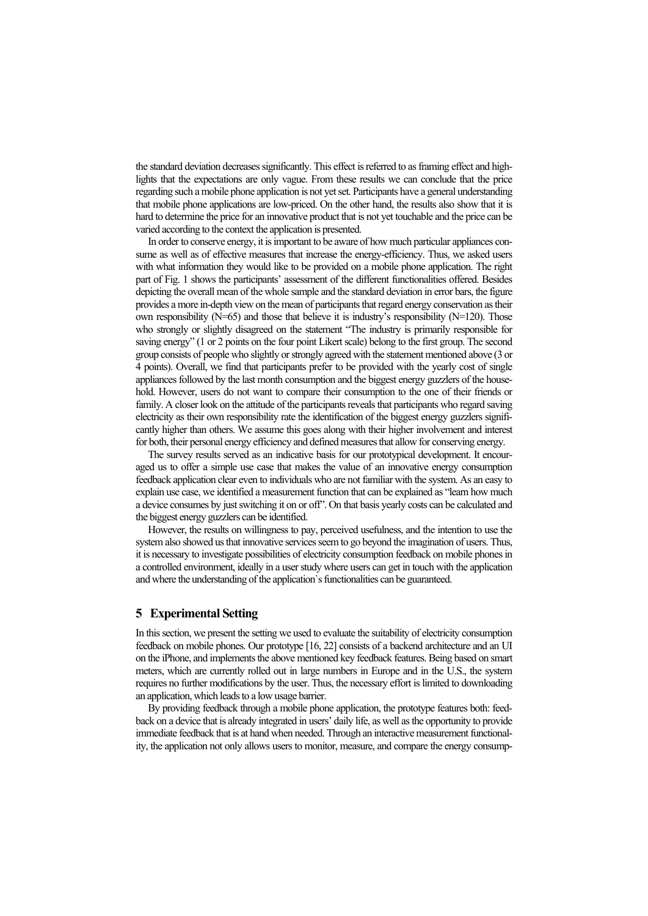the standard deviation decreases significantly. This effect is referred to as framing effect and highlights that the expectations are only vague. From these results we can conclude that the price regarding such a mobile phone application is not yet set. Participants have a general understanding that mobile phone applications are low-priced. On the other hand, the results also show that it is hard to determine the price for an innovative product that is not yet touchable and the price can be varied according to the context the application is presented.

In order to conserve energy, it is important to be aware of how much particular appliances consume as well as of effective measures that increase the energy-efficiency. Thus, we asked users with what information they would like to be provided on a mobile phone application. The right part of Fig. 1 shows the participants' assessment of the different functionalities offered. Besides depicting the overall mean of the whole sample and the standard deviation in error bars, the figure provides a more in-depth view on the mean of participants that regard energy conservation as their own responsibility (N=65) and those that believe it is industry's responsibility (N=120). Those who strongly or slightly disagreed on the statement "The industry is primarily responsible for saving energy" (1 or 2 points on the four point Likert scale) belong to the first group. The second group consists of people who slightly or strongly agreed with the statement mentioned above (3 or 4 points). Overall, we find that participants prefer to be provided with the yearly cost of single appliances followed by the last month consumption and the biggest energy guzzlers of the household. However, users do not want to compare their consumption to the one of their friends or family. A closer look on the attitude of the participants reveals that participants who regard saving electricity as their own responsibility rate the identification of the biggest energy guzzlers significantly higher than others. We assume this goes along with their higher involvement and interest for both, their personal energy efficiency and defined measures that allow for conserving energy.

The survey results served as an indicative basis for our prototypical development. It encouraged us to offer a simple use case that makes the value of an innovative energy consumption feedback application clear even to individuals who are not familiar with the system. As an easy to explain use case, we identified a measurement function that can be explained as "learn how much a device consumes by just switching it on or off". On that basis yearly costs can be calculated and the biggest energy guzzlers can be identified.

However, the results on willingness to pay, perceived usefulness, and the intention to use the system also showed us that innovative services seem to go beyond the imagination of users. Thus, it is necessary to investigate possibilities of electricity consumption feedback on mobile phones in a controlled environment, ideally in a user study where users can get in touch with the application and where the understanding of the application`s functionalities can be guaranteed.

## 5 Experimental Setting

In this section, we present the setting we used to evaluate the suitability of electricity consumption feedback on mobile phones. Our prototype [16, 22] consists of a backend architecture and an UI on the iPhone, and implements the above mentioned key feedback features. Being based on smart meters, which are currently rolled out in large numbers in Europe and in the U.S., the system requires no further modifications by the user. Thus, the necessary effort is limited to downloading an application, which leads to a low usage barrier.

By providing feedback through a mobile phone application, the prototype features both: feedback on a device that is already integrated in users' daily life, as well as the opportunity to provide immediate feedback that is at hand when needed. Through an interactive measurement functionality, the application not only allows users to monitor, measure, and compare the energy consump-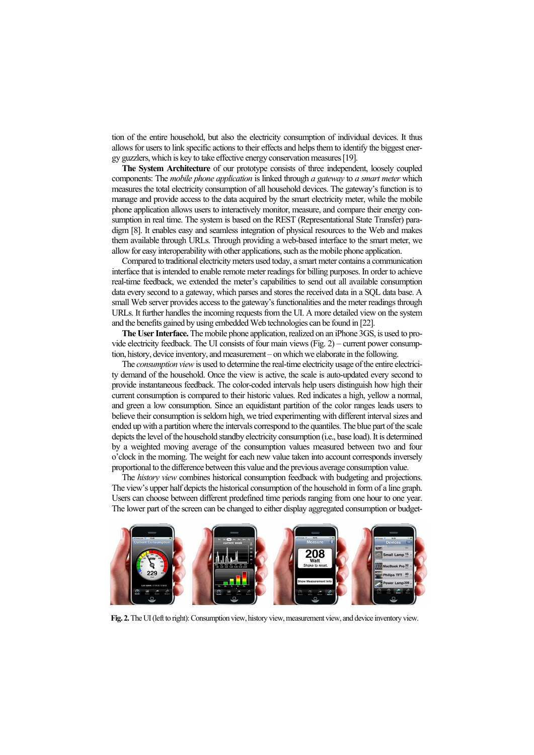tion of the entire household, but also the electricity consumption of individual devices. It thus allows for users to link specific actions to their effects and helps them to identify the biggest energy guzzlers, which is key to take effective energy conservation measures [19].

**The System Architecture** of our prototype consists of three independent, loosely coupled components: The *mobile phone application* is linked through *a gateway* to *a smart meter* which measures the total electricity consumption of all household devices. The gateway's function is to manage and provide access to the data acquired by the smart electricity meter, while the mobile phone application allows users to interactively monitor, measure, and compare their energy consumption in real time. The system is based on the REST (Representational State Transfer) paradigm [8]. It enables easy and seamless integration of physical resources to the Web and makes them available through URLs. Through providing a web-based interface to the smart meter, we allow for easy interoperability with other applications, such as the mobile phone application.

Compared to traditional electricity meters used today, a smart meter contains a communication interface that is intended to enable remote meter readings for billing purposes. In order to achieve real-time feedback, we extended the meter's capabilities to send out all available consumption data every second to a gateway, which parses and stores the received data in a SQL data base. A small Web server provides access to the gateway's functionalities and the meter readings through URLs. It further handles the incoming requests from the UI. A more detailed view on the system and the benefits gained by using embedded Web technologies can be found in [22].

**The User Interface.** The mobile phone application, realized on an iPhone 3GS, is used to provide electricity feedback. The UI consists of four main views (Fig. 2) – current power consumption, history, device inventory, and measurement – on which we elaborate in the following.

The *consumption view* is used to determine the real-time electricity usage of the entire electricity demand of the household. Once the view is active, the scale is auto-updated every second to provide instantaneous feedback. The color-coded intervals help users distinguish how high their current consumption is compared to their historic values. Red indicates a high, yellow a normal, and green a low consumption. Since an equidistant partition of the color ranges leads users to believe their consumption is seldom high, we tried experimenting with different interval sizes and ended up with a partition where the intervals correspond to the quantiles. The blue part of the scale depicts the level of the household standby electricity consumption (i.e., base load). It is determined by a weighted moving average of the consumption values measured between two and four o'clock in the morning. The weight for each new value taken into account corresponds inversely proportional to the difference between this value and the previous average consumption value.

The *history view* combines historical consumption feedback with budgeting and projections. The view's upper half depicts the historical consumption of the household in form of a line graph. Users can choose between different predefined time periods ranging from one hour to one year. The lower part of the screen can be changed to either display aggregated consumption or budget-

**Fig. 2.** The UI (left to right): Consumption view, history view, measurement view, and device inventory view.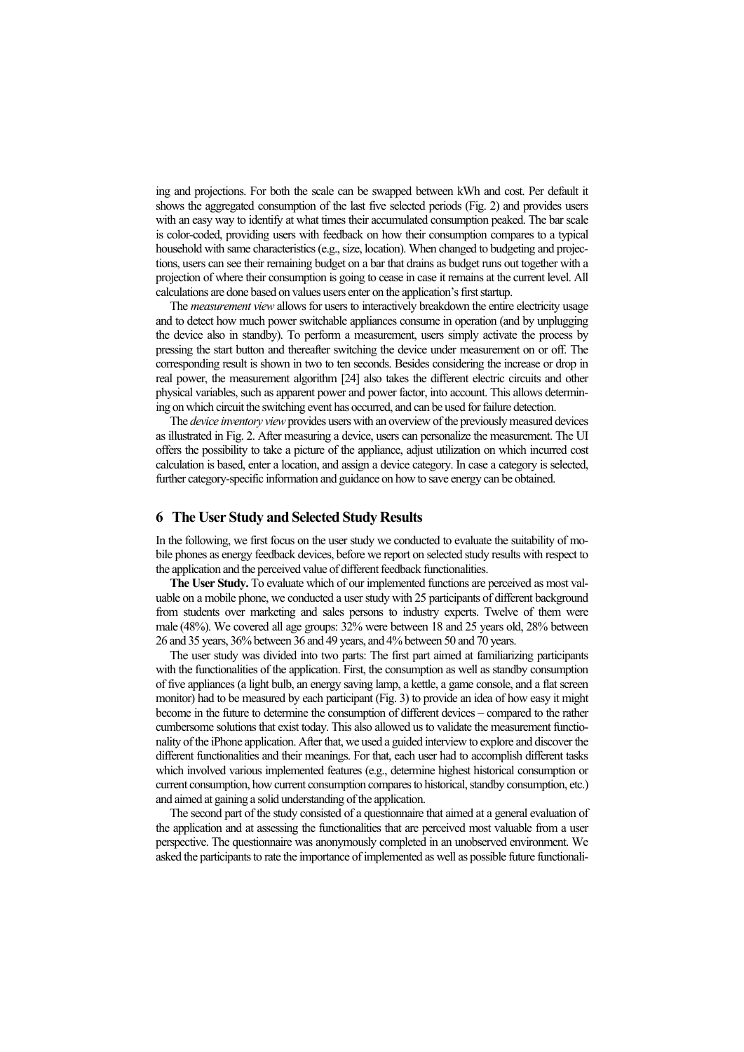ing and projections. For both the scale can be swapped between kWh and cost. Per default it shows the aggregated consumption of the last five selected periods (Fig. 2) and provides users with an easy way to identify at what times their accumulated consumption peaked. The bar scale is color-coded, providing users with feedback on how their consumption compares to a typical household with same characteristics (e.g., size, location). When changed to budgeting and projections, users can see their remaining budget on a bar that drains as budget runs out together with a projection of where their consumption is going to cease in case it remains at the current level. All calculations are done based on values users enter on the application's first startup.

The *measurement view* allows for users to interactively breakdown the entire electricity usage and to detect how much power switchable appliances consume in operation (and by unplugging the device also in standby). To perform a measurement, users simply activate the process by pressing the start button and thereafter switching the device under measurement on or off. The corresponding result is shown in two to ten seconds. Besides considering the increase or drop in real power, the measurement algorithm [24] also takes the different electric circuits and other physical variables, such as apparent power and power factor, into account. This allows determining on which circuit the switching event has occurred, and can be used for failure detection.

The *device inventory view* provides users with an overview of the previously measured devices as illustrated in Fig. 2. After measuring a device, users can personalize the measurement. The UI offers the possibility to take a picture of the appliance, adjust utilization on which incurred cost calculation is based, enter a location, and assign a device category. In case a category is selected, further category-specific information and guidance on how to save energy can be obtained.

## 6 The User Study and Selected Study Results

In the following, we first focus on the user study we conducted to evaluate the suitability of mobile phones as energy feedback devices, before we report on selected study results with respect to the application and the perceived value of different feedback functionalities.

**The User Study.** To evaluate which of our implemented functions are perceived as most valuable on a mobile phone, we conducted a user study with 25 participants of different background from students over marketing and sales persons to industry experts. Twelve of them were male (48%). We covered all age groups: 32% were between 18 and 25 years old, 28% between 26 and 35 years, 36% between 36 and 49 years, and 4% between 50 and 70 years.

The user study was divided into two parts: The first part aimed at familiarizing participants with the functionalities of the application. First, the consumption as well as standby consumption of five appliances (a light bulb, an energy saving lamp, a kettle, a game console, and a flat screen monitor) had to be measured by each participant (Fig. 3) to provide an idea of how easy it might become in the future to determine the consumption of different devices – compared to the rather cumbersome solutions that exist today. This also allowed us to validate the measurement functionality of the iPhone application. After that, we used a guided interview to explore and discover the different functionalities and their meanings. For that, each user had to accomplish different tasks which involved various implemented features (e.g., determine highest historical consumption or current consumption, how current consumption compares to historical, standby consumption, etc.) and aimed at gaining a solid understanding of the application.

The second part of the study consisted of a questionnaire that aimed at a general evaluation of the application and at assessing the functionalities that are perceived most valuable from a user perspective. The questionnaire was anonymously completed in an unobserved environment. We asked the participants to rate the importance of implemented as well as possible future functionali-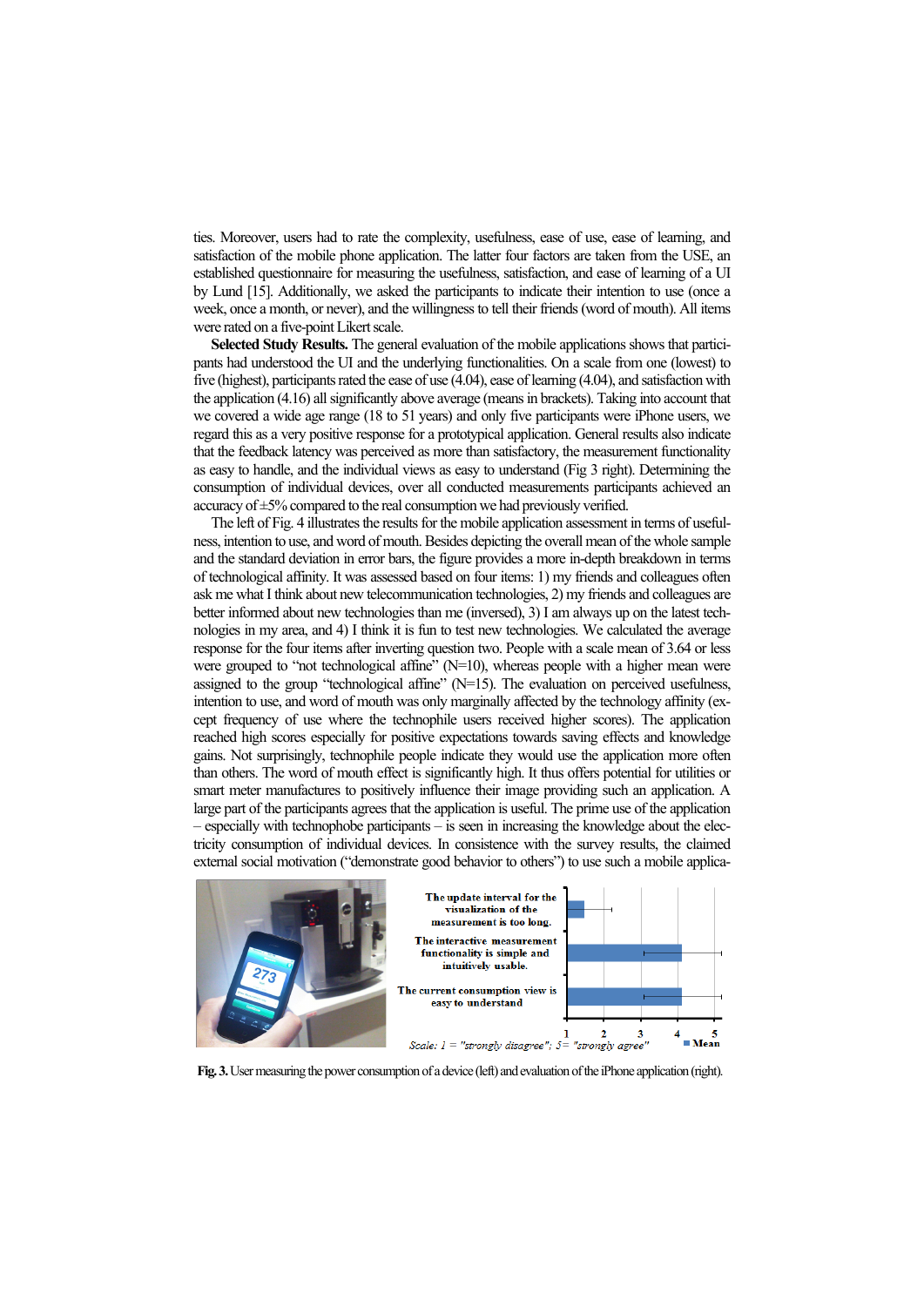ties. Moreover, users had to rate the complexity, usefulness, ease of use, ease of learning, and satisfaction of the mobile phone application. The latter four factors are taken from the USE, an established questionnaire for measuring the usefulness, satisfaction, and ease of learning of a UI by Lund [15]. Additionally, we asked the participants to indicate their intention to use (once a week, once a month, or never), and the willingness to tell their friends (word of mouth). All items were rated on a five-point Likert scale.

**Selected Study Results.** The general evaluation of the mobile applications shows that participants had understood the UI and the underlying functionalities. On a scale from one (lowest) to five (highest), participants rated the ease of use (4.04), ease of learning (4.04), and satisfaction with the application (4.16) all significantly above average (means in brackets). Taking into account that we covered a wide age range (18 to 51 years) and only five participants were iPhone users, we regard this as a very positive response for a prototypical application. General results also indicate that the feedback latency was perceived as more than satisfactory, the measurement functionality as easy to handle, and the individual views as easy to understand (Fig 3 right). Determining the consumption of individual devices, over all conducted measurements participants achieved an accuracy of ±5% compared to the real consumption we had previously verified.

The left of Fig. 4 illustrates the results for the mobile application assessment in terms of usefulness, intention to use, and word of mouth. Besides depicting the overall mean of the whole sample and the standard deviation in error bars, the figure provides a more in-depth breakdown in terms of technological affinity. It was assessed based on four items: 1) my friends and colleagues often ask me what I think about new telecommunication technologies, 2) my friends and colleagues are better informed about new technologies than me (inversed), 3) I am always up on the latest technologies in my area, and 4) I think it is fun to test new technologies. We calculated the average response for the four items after inverting question two. People with a scale mean of 3.64 or less were grouped to "not technological affine" (N=10), whereas people with a higher mean were assigned to the group "technological affine" (N=15). The evaluation on perceived usefulness, intention to use, and word of mouth was only marginally affected by the technology affinity (except frequency of use where the technophile users received higher scores). The application reached high scores especially for positive expectations towards saving effects and knowledge gains. Not surprisingly, technophile people indicate they would use the application more often than others. The word of mouth effect is significantly high. It thus offers potential for utilities or smart meter manufactures to positively influence their image providing such an application. A large part of the participants agrees that the application is useful. The prime use of the application – especially with technophobe participants – is seen in increasing the knowledge about the electricity consumption of individual devices. In consistence with the survey results, the claimed external social motivation ("demonstrate good behavior to others") to use such a mobile applica-

**Fig. 3.** User measuring the power consumption of a device (left) and evaluation of the iPhone application (right).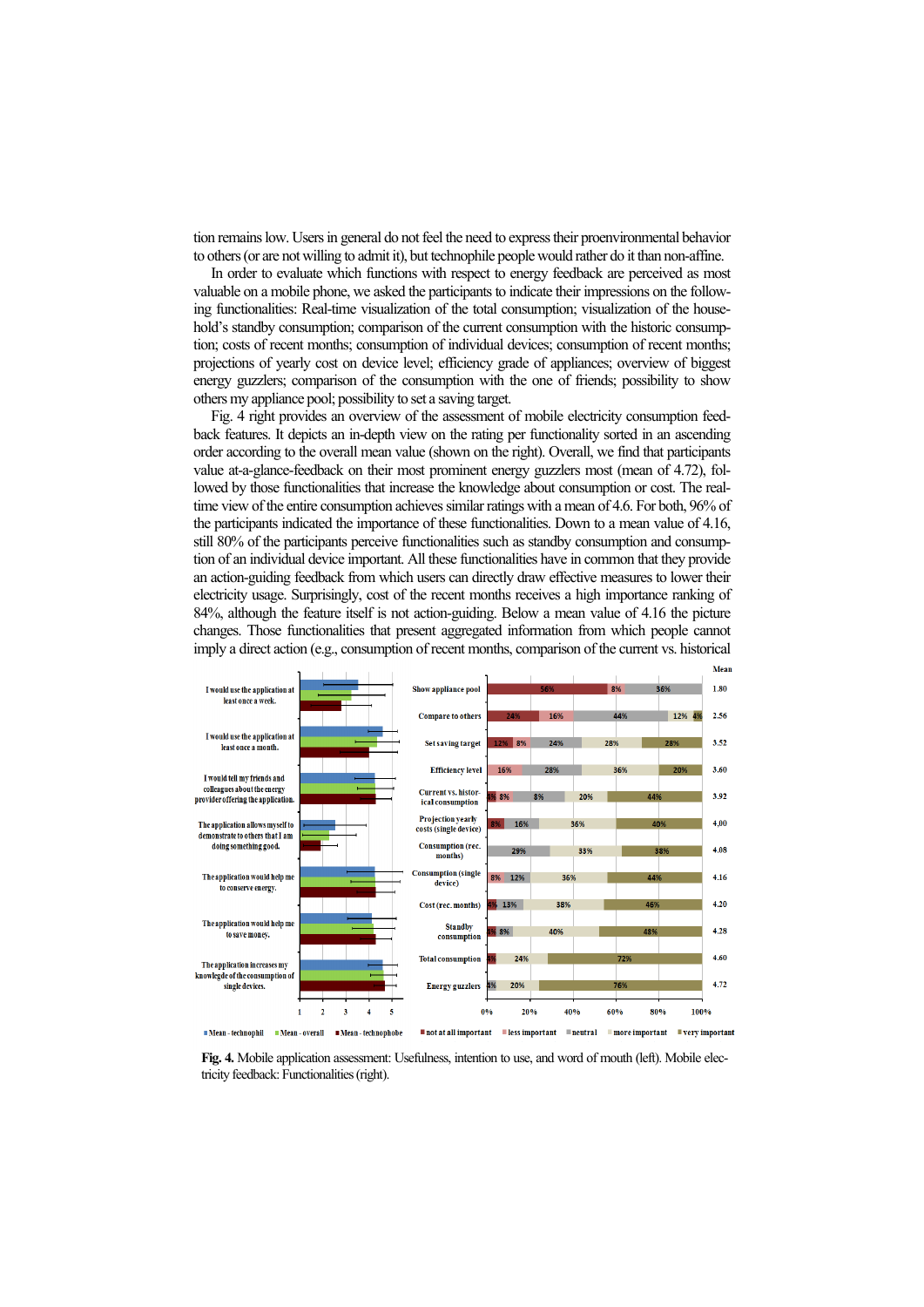tion remains low. Users in general do not feel the need to express their proenvironmental behavior to others (or are not willing to admit it), but technophile people would rather do it than non-affine.

In order to evaluate which functions with respect to energy feedback are perceived as most valuable on a mobile phone, we asked the participants to indicate their impressions on the following functionalities: Real-time visualization of the total consumption; visualization of the household's standby consumption; comparison of the current consumption with the historic consumption; costs of recent months; consumption of individual devices; consumption of recent months; projections of yearly cost on device level; efficiency grade of appliances; overview of biggest energy guzzlers; comparison of the consumption with the one of friends; possibility to show others my appliance pool; possibility to set a saving target.

Fig. 4 right provides an overview of the assessment of mobile electricity consumption feedback features. It depicts an in-depth view on the rating per functionality sorted in an ascending order according to the overall mean value (shown on the right). Overall, we find that participants value at-a-glance-feedback on their most prominent energy guzzlers most (mean of 4.72), followed by those functionalities that increase the knowledge about consumption or cost. The real-time view of the entire consumption achieves similar ratings with a mean of 4.6. For both, 96% of the participants indicated the importance of these functionalities. Down to a mean value of 4.16, still 80% of the participants perceive functionalities such as standby consumption and consumption of an individual device important. All these functionalities have in common that they provide an action-guiding feedback from which users can directly draw effective measures to lower their electricity usage. Surprisingly, cost of the recent months receives a high importance ranking of 84%, although the feature itself is not action-guiding. Below a mean value of 4.16 the picture changes. Those functionalities that present aggregated information from which people cannot imply a direct action (e.g., consumption of recent months, comparison of the current vs. historical

**Fig. 4.** Mobile application assessment: Usefulness, intention to use, and word of mouth (left). Mobile electricity feedback: Functionalities (right).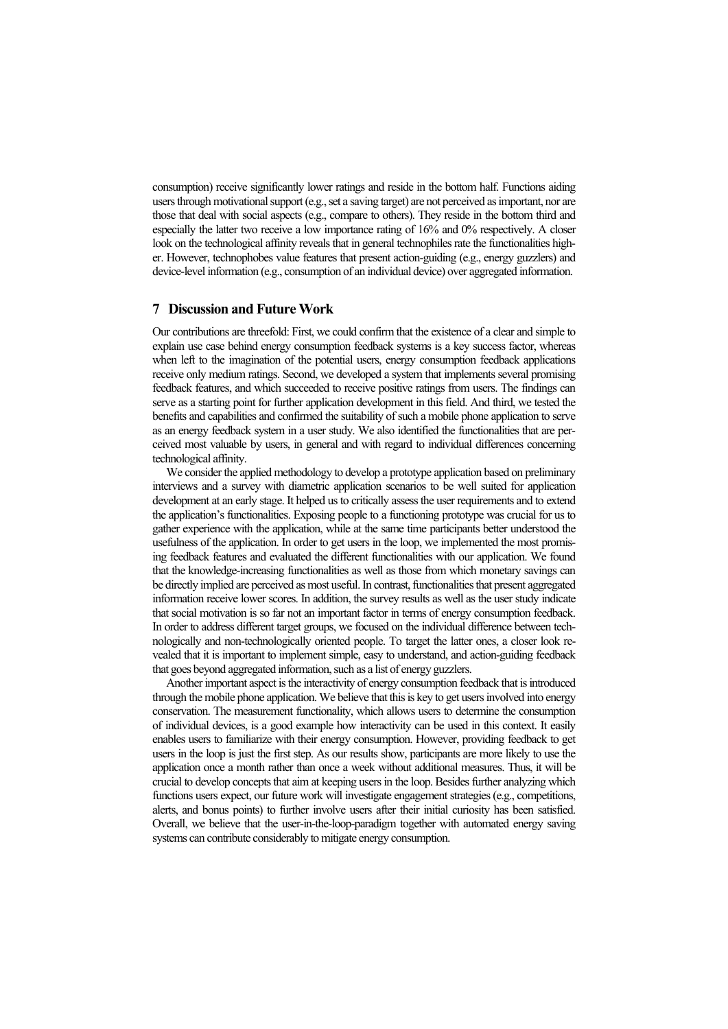consumption) receive significantly lower ratings and reside in the bottom half. Functions aiding users through motivational support (e.g., set a saving target) are not perceived as important, nor are those that deal with social aspects (e.g., compare to others). They reside in the bottom third and especially the latter two receive a low importance rating of 16% and 0% respectively. A closer look on the technological affinity reveals that in general technophiles rate the functionalities higher. However, technophobes value features that present action-guiding (e.g., energy guzzlers) and device-level information (e.g., consumption of an individual device) over aggregated information.

## 7 Discussion and Future Work

Our contributions are threefold: First, we could confirm that the existence of a clear and simple to explain use case behind energy consumption feedback systems is a key success factor, whereas when left to the imagination of the potential users, energy consumption feedback applications receive only medium ratings. Second, we developed a system that implements several promising feedback features, and which succeeded to receive positive ratings from users. The findings can serve as a starting point for further application development in this field. And third, we tested the benefits and capabilities and confirmed the suitability of such a mobile phone application to serve as an energy feedback system in a user study. We also identified the functionalities that are perceived most valuable by users, in general and with regard to individual differences concerning technological affinity.

We consider the applied methodology to develop a prototype application based on preliminary interviews and a survey with diametric application scenarios to be well suited for application development at an early stage. It helped us to critically assess the user requirements and to extend the application's functionalities. Exposing people to a functioning prototype was crucial for us to gather experience with the application, while at the same time participants better understood the usefulness of the application. In order to get users in the loop, we implemented the most promising feedback features and evaluated the different functionalities with our application. We found that the knowledge-increasing functionalities as well as those from which monetary savings can be directly implied are perceived as most useful. In contrast, functionalities that present aggregated information receive lower scores. In addition, the survey results as well as the user study indicate that social motivation is so far not an important factor in terms of energy consumption feedback. In order to address different target groups, we focused on the individual difference between technologically and non-technologically oriented people. To target the latter ones, a closer look revealed that it is important to implement simple, easy to understand, and action-guiding feedback that goes beyond aggregated information, such as a list of energy guzzlers.

Another important aspect is the interactivity of energy consumption feedback that is introduced through the mobile phone application. We believe that this is key to get users involved into energy conservation. The measurement functionality, which allows users to determine the consumption of individual devices, is a good example how interactivity can be used in this context. It easily enables users to familiarize with their energy consumption. However, providing feedback to get users in the loop is just the first step. As our results show, participants are more likely to use the application once a month rather than once a week without additional measures. Thus, it will be crucial to develop concepts that aim at keeping users in the loop. Besides further analyzing which functions users expect, our future work will investigate engagement strategies (e.g., competitions, alerts, and bonus points) to further involve users after their initial curiosity has been satisfied. Overall, we believe that the user-in-the-loop-paradigm together with automated energy saving systems can contribute considerably to mitigate energy consumption.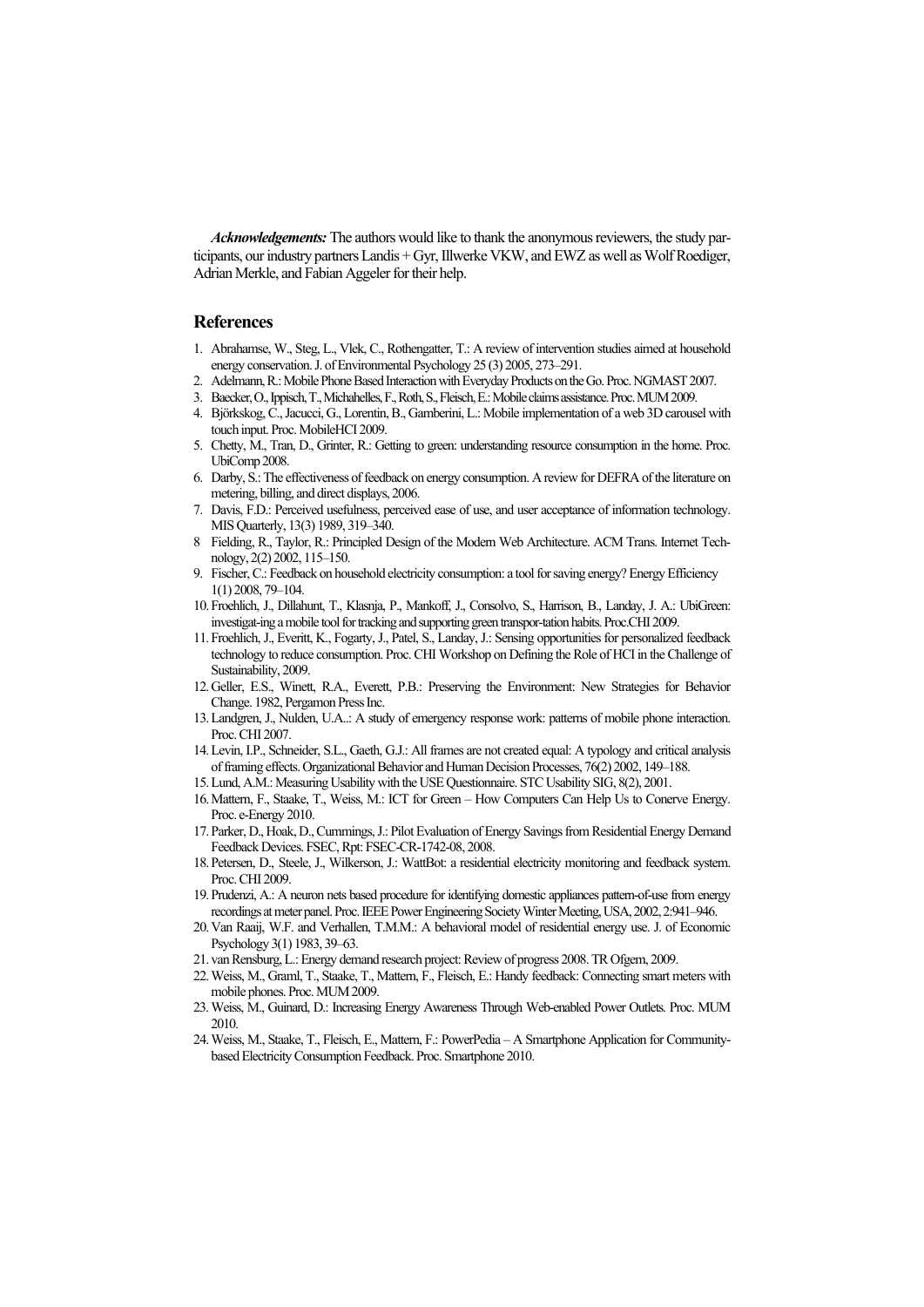***Acknowledgements:*** The authors would like to thank the anonymous reviewers, the study participants, our industry partners Landis + Gyr, Illwerke VKW, and EWZ as well as Wolf Roediger, Adrian Merkle, and Fabian Aggeler for their help.

## References

1. Abrahamse, W., Steg, L., Vlek, C., Rothengatter, T.: A review of intervention studies aimed at household energy conservation. J. of Environmental Psychology 25 (3) 2005, 273–291.
2. Adelmann, R.: Mobile Phone Based Interaction with Everyday Products on the Go. Proc. NGMAST 2007.
3. Baecker, O., Ippisch, T., Michahelles, F., Roth, S., Fleisch, E.: Mobile claims assistance. Proc. MUM 2009.
4. Björkskog, C., Jacucci, G., Lorentin, B., Gamberini, L.: Mobile implementation of a web 3D carousel with touch input. Proc. MobileHCI 2009.
5. Chetty, M., Tran, D., Grinter, R.: Getting to green: understanding resource consumption in the home. Proc. UbiComp 2008.
6. Darby, S.: The effectiveness of feedback on energy consumption. A review for DEFRA of the literature on metering, billing, and direct displays, 2006.
7. Davis, F.D.: Perceived usefulness, perceived ease of use, and user acceptance of information technology. MIS Quarterly, 13(3) 1989, 319–340.
8. Fielding, R., Taylor, R.: Principled Design of the Modern Web Architecture. ACM Trans. Internet Technology, 2(2) 2002, 115–150.
9. Fischer, C.: Feedback on household electricity consumption: a tool for saving energy? Energy Efficiency 1(1) 2008, 79–104.
10. Froehlich, J., Dillahunt, T., Klasnja, P., Mankoff, J., Consolvo, S., Harrison, B., Landay, J. A.: UbiGreen: investigat-ing a mobile tool for tracking and supporting green transpor-tation habits. Proc.CHI 2009.
11. Froehlich, J., Everitt, K., Fogarty, J., Patel, S., Landay, J.: Sensing opportunities for personalized feedback technology to reduce consumption. Proc. CHI Workshop on Defining the Role of HCI in the Challenge of Sustainability, 2009.
12. Geller, E.S., Winett, R.A., Everett, P.B.: Preserving the Environment: New Strategies for Behavior Change. 1982, Pergamon Press Inc.
13. Landgren, J., Nulden, U.A..: A study of emergency response work: patterns of mobile phone interaction. Proc. CHI 2007.
14. Levin, I.P., Schneider, S.L., Gaeth, G.J.: All frames are not created equal: A typology and critical analysis of framing effects. Organizational Behavior and Human Decision Processes, 76(2) 2002, 149–188.
15. Lund, A.M.: Measuring Usability with the USE Questionnaire. STC Usability SIG, 8(2), 2001.
16. Mattern, F., Staake, T., Weiss, M.: ICT for Green – How Computers Can Help Us to Conerve Energy. Proc. e-Energy 2010.
17. Parker, D., Hoak, D., Cummings, J.: Pilot Evaluation of Energy Savings from Residential Energy Demand Feedback Devices. FSEC, Rpt: FSEC-CR-1742-08, 2008.
18. Petersen, D., Steele, J., Wilkerson, J.: WattBot: a residential electricity monitoring and feedback system. Proc. CHI 2009.
19. Prudenzi, A.: A neuron nets based procedure for identifying domestic appliances pattern-of-use from energy recordings at meter panel. Proc. IEEE Power Engineering Society Winter Meeting, USA, 2002, 2:941–946.
20. Van Raaij, W.F. and Verhallen, T.M.M.: A behavioral model of residential energy use. J. of Economic Psychology 3(1) 1983, 39–63.
21. van Rensburg, L.: Energy demand research project: Review of progress 2008. TR Ofgem, 2009.
22. Weiss, M., Graml, T., Staake, T., Mattern, F., Fleisch, E.: Handy feedback: Connecting smart meters with mobile phones. Proc. MUM 2009.
23. Weiss, M., Guinard, D.: Increasing Energy Awareness Through Web-enabled Power Outlets. Proc. MUM 2010.
24. Weiss, M., Staake, T., Fleisch, E., Mattern, F.: PowerPedia – A Smartphone Application for Community-based Electricity Consumption Feedback. Proc. Smartphone 2010.